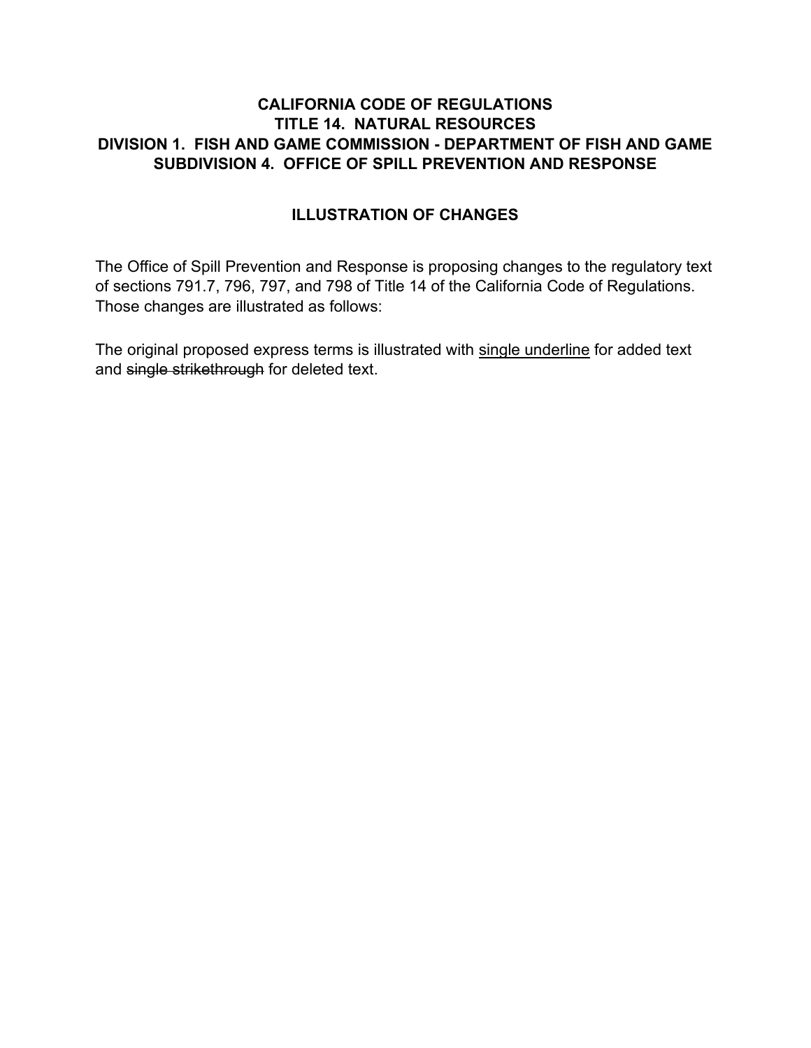# CALIFORNIA CODE OF REGULATIONS
# TITLE 14. NATURAL RESOURCES
# DIVISION 1. FISH AND GAME COMMISSION - DEPARTMENT OF FISH AND GAME
# SUBDIVISION 4. OFFICE OF SPILL PREVENTION AND RESPONSE

## ILLUSTRATION OF CHANGES

The Office of Spill Prevention and Response is proposing changes to the regulatory text of sections 791.7, 796, 797, and 798 of Title 14 of the California Code of Regulations. Those changes are illustrated as follows:

The original proposed express terms is illustrated with <u>single underline</u> for added text and ~~single strikethrough~~ for deleted text.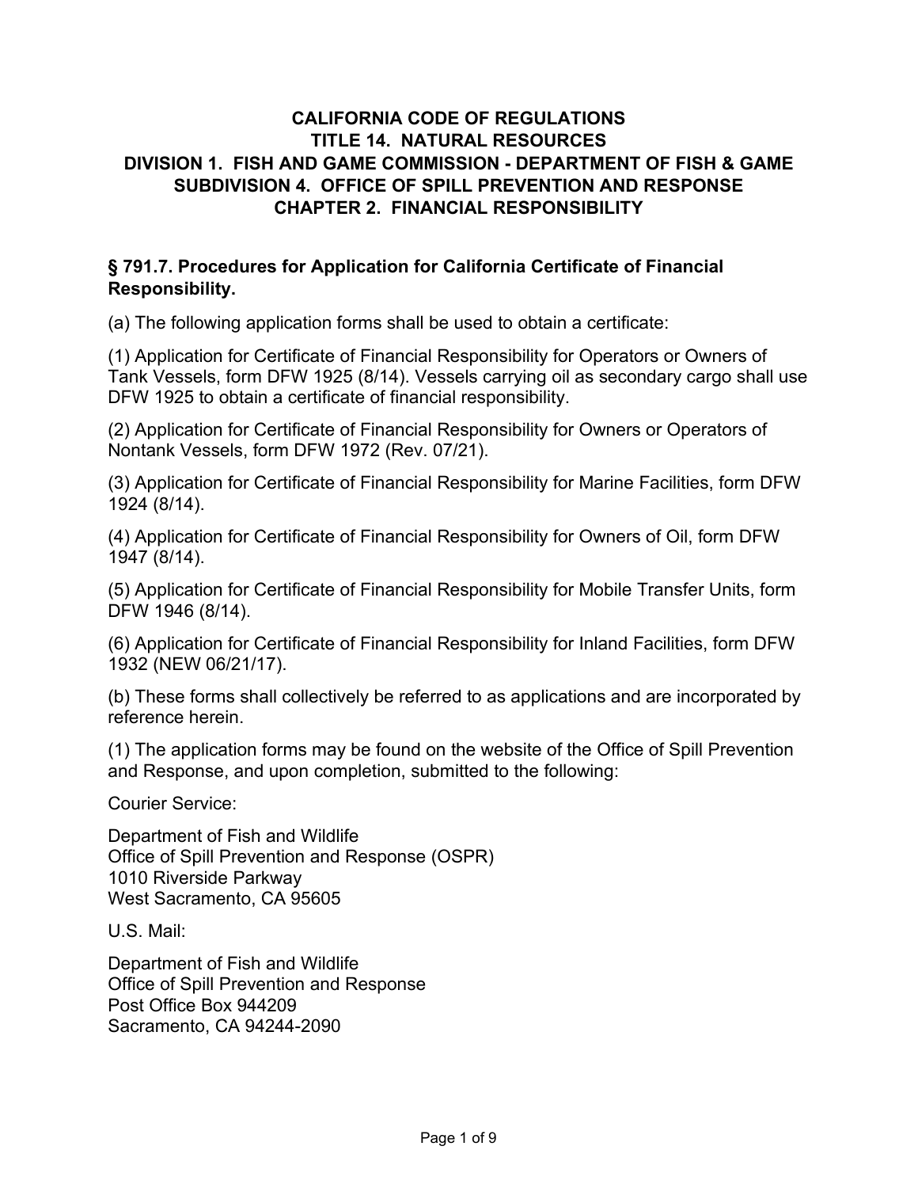# CALIFORNIA CODE OF REGULATIONS
# TITLE 14. NATURAL RESOURCES
# DIVISION 1. FISH AND GAME COMMISSION - DEPARTMENT OF FISH & GAME
# SUBDIVISION 4. OFFICE OF SPILL PREVENTION AND RESPONSE
# CHAPTER 2. FINANCIAL RESPONSIBILITY

## § 791.7. Procedures for Application for California Certificate of Financial Responsibility.

(a) The following application forms shall be used to obtain a certificate:

(1) Application for Certificate of Financial Responsibility for Operators or Owners of Tank Vessels, form DFW 1925 (8/14). Vessels carrying oil as secondary cargo shall use DFW 1925 to obtain a certificate of financial responsibility.

(2) Application for Certificate of Financial Responsibility for Owners or Operators of Nontank Vessels, form DFW 1972 (Rev. 07/21).

(3) Application for Certificate of Financial Responsibility for Marine Facilities, form DFW 1924 (8/14).

(4) Application for Certificate of Financial Responsibility for Owners of Oil, form DFW 1947 (8/14).

(5) Application for Certificate of Financial Responsibility for Mobile Transfer Units, form DFW 1946 (8/14).

(6) Application for Certificate of Financial Responsibility for Inland Facilities, form DFW 1932 (NEW 06/21/17).

(b) These forms shall collectively be referred to as applications and are incorporated by reference herein.

(1) The application forms may be found on the website of the Office of Spill Prevention and Response, and upon completion, submitted to the following:

Courier Service:

Department of Fish and Wildlife  
Office of Spill Prevention and Response (OSPR)  
1010 Riverside Parkway  
West Sacramento, CA 95605

U.S. Mail:

Department of Fish and Wildlife  
Office of Spill Prevention and Response  
Post Office Box 944209  
Sacramento, CA 94244-2090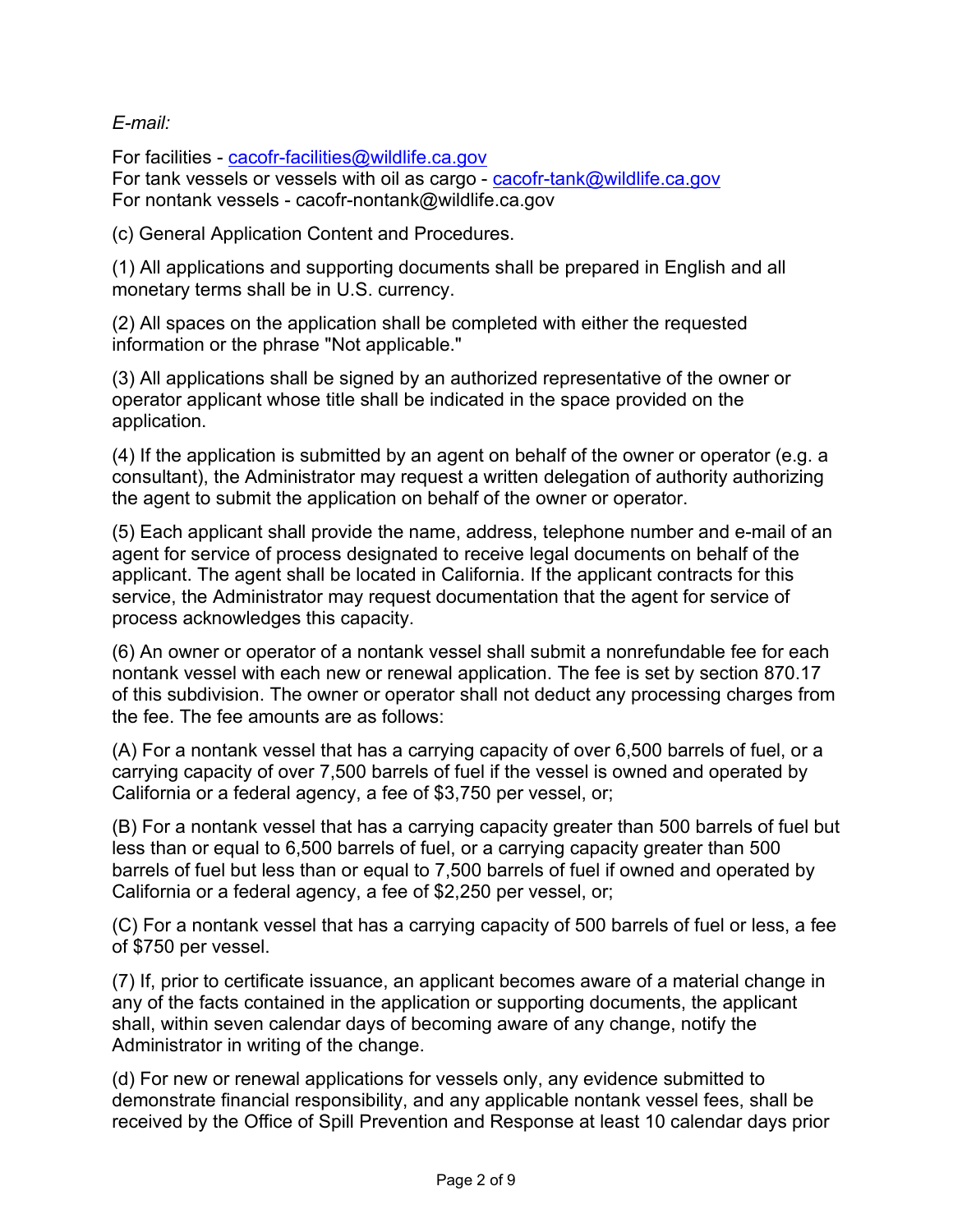*E-mail:*

For facilities - cacofr-facilities@wildlife.ca.gov
For tank vessels or vessels with oil as cargo - cacofr-tank@wildlife.ca.gov
For nontank vessels - cacofr-nontank@wildlife.ca.gov

(c) General Application Content and Procedures.

(1) All applications and supporting documents shall be prepared in English and all monetary terms shall be in U.S. currency.

(2) All spaces on the application shall be completed with either the requested information or the phrase "Not applicable."

(3) All applications shall be signed by an authorized representative of the owner or operator applicant whose title shall be indicated in the space provided on the application.

(4) If the application is submitted by an agent on behalf of the owner or operator (e.g. a consultant), the Administrator may request a written delegation of authority authorizing the agent to submit the application on behalf of the owner or operator.

(5) Each applicant shall provide the name, address, telephone number and e-mail of an agent for service of process designated to receive legal documents on behalf of the applicant. The agent shall be located in California. If the applicant contracts for this service, the Administrator may request documentation that the agent for service of process acknowledges this capacity.

(6) An owner or operator of a nontank vessel shall submit a nonrefundable fee for each nontank vessel with each new or renewal application. The fee is set by section 870.17 of this subdivision. The owner or operator shall not deduct any processing charges from the fee. The fee amounts are as follows:

(A) For a nontank vessel that has a carrying capacity of over 6,500 barrels of fuel, or a carrying capacity of over 7,500 barrels of fuel if the vessel is owned and operated by California or a federal agency, a fee of $3,750 per vessel, or;

(B) For a nontank vessel that has a carrying capacity greater than 500 barrels of fuel but less than or equal to 6,500 barrels of fuel, or a carrying capacity greater than 500 barrels of fuel but less than or equal to 7,500 barrels of fuel if owned and operated by California or a federal agency, a fee of $2,250 per vessel, or;

(C) For a nontank vessel that has a carrying capacity of 500 barrels of fuel or less, a fee of $750 per vessel.

(7) If, prior to certificate issuance, an applicant becomes aware of a material change in any of the facts contained in the application or supporting documents, the applicant shall, within seven calendar days of becoming aware of any change, notify the Administrator in writing of the change.

(d) For new or renewal applications for vessels only, any evidence submitted to demonstrate financial responsibility, and any applicable nontank vessel fees, shall be received by the Office of Spill Prevention and Response at least 10 calendar days prior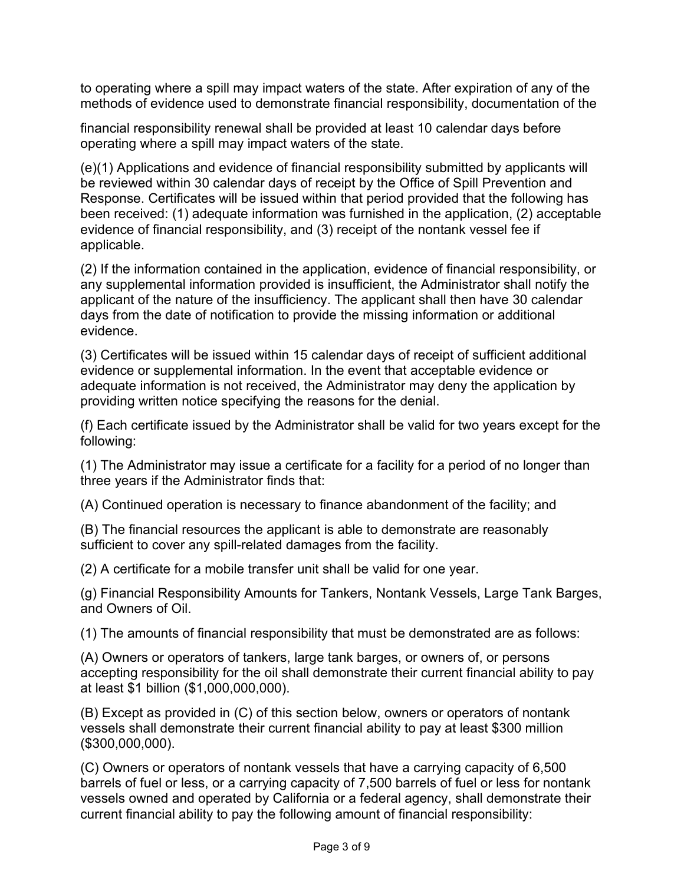to operating where a spill may impact waters of the state. After expiration of any of the methods of evidence used to demonstrate financial responsibility, documentation of the

financial responsibility renewal shall be provided at least 10 calendar days before operating where a spill may impact waters of the state.

(e)(1) Applications and evidence of financial responsibility submitted by applicants will be reviewed within 30 calendar days of receipt by the Office of Spill Prevention and Response. Certificates will be issued within that period provided that the following has been received: (1) adequate information was furnished in the application, (2) acceptable evidence of financial responsibility, and (3) receipt of the nontank vessel fee if applicable.

(2) If the information contained in the application, evidence of financial responsibility, or any supplemental information provided is insufficient, the Administrator shall notify the applicant of the nature of the insufficiency. The applicant shall then have 30 calendar days from the date of notification to provide the missing information or additional evidence.

(3) Certificates will be issued within 15 calendar days of receipt of sufficient additional evidence or supplemental information. In the event that acceptable evidence or adequate information is not received, the Administrator may deny the application by providing written notice specifying the reasons for the denial.

(f) Each certificate issued by the Administrator shall be valid for two years except for the following:

(1) The Administrator may issue a certificate for a facility for a period of no longer than three years if the Administrator finds that:

(A) Continued operation is necessary to finance abandonment of the facility; and

(B) The financial resources the applicant is able to demonstrate are reasonably sufficient to cover any spill-related damages from the facility.

(2) A certificate for a mobile transfer unit shall be valid for one year.

(g) Financial Responsibility Amounts for Tankers, Nontank Vessels, Large Tank Barges, and Owners of Oil.

(1) The amounts of financial responsibility that must be demonstrated are as follows:

(A) Owners or operators of tankers, large tank barges, or owners of, or persons accepting responsibility for the oil shall demonstrate their current financial ability to pay at least $1 billion ($1,000,000,000).

(B) Except as provided in (C) of this section below, owners or operators of nontank vessels shall demonstrate their current financial ability to pay at least $300 million ($300,000,000).

(C) Owners or operators of nontank vessels that have a carrying capacity of 6,500 barrels of fuel or less, or a carrying capacity of 7,500 barrels of fuel or less for nontank vessels owned and operated by California or a federal agency, shall demonstrate their current financial ability to pay the following amount of financial responsibility: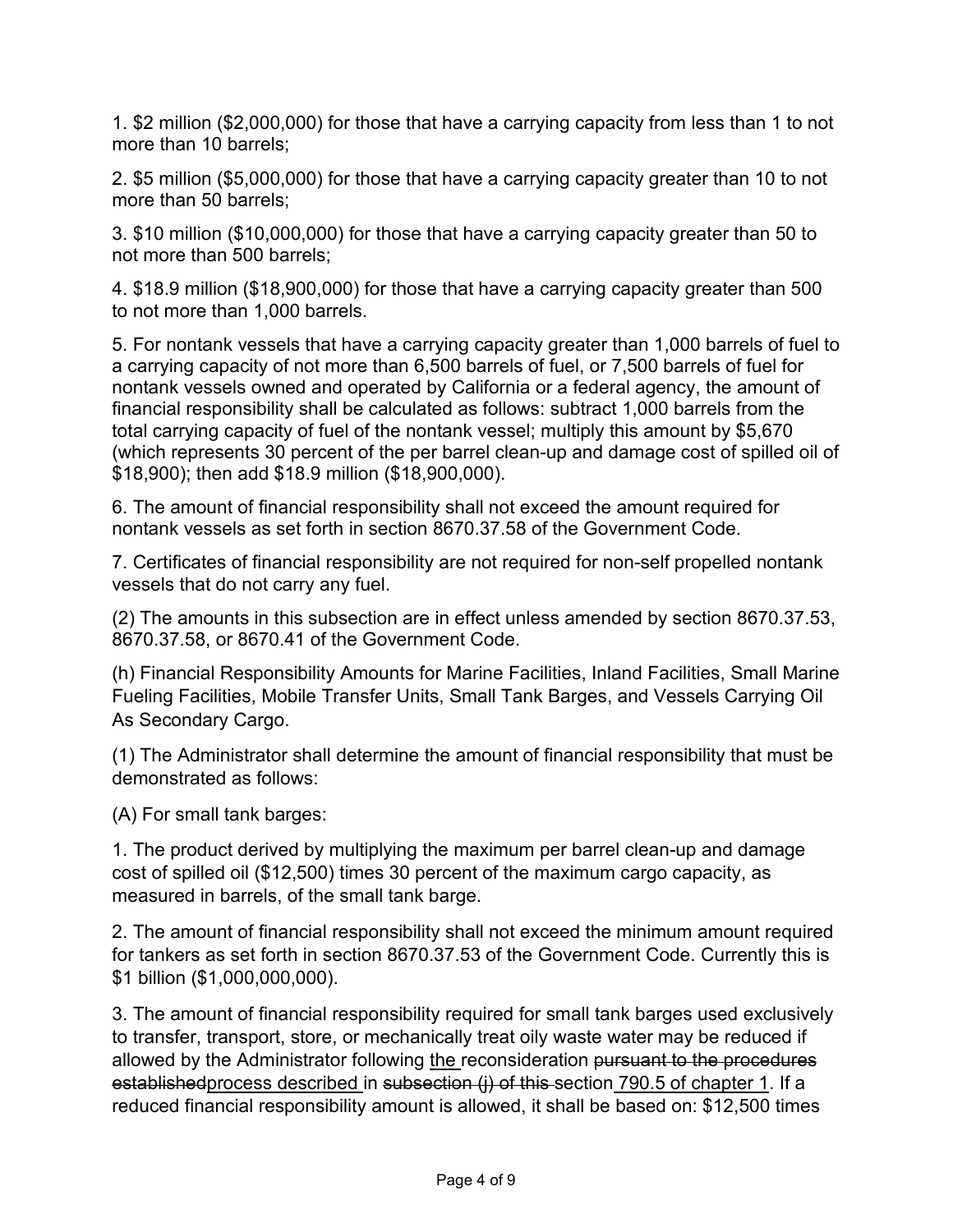1. $2 million ($2,000,000) for those that have a carrying capacity from less than 1 to not more than 10 barrels;

2. $5 million ($5,000,000) for those that have a carrying capacity greater than 10 to not more than 50 barrels;

3. $10 million ($10,000,000) for those that have a carrying capacity greater than 50 to not more than 500 barrels;

4. $18.9 million ($18,900,000) for those that have a carrying capacity greater than 500 to not more than 1,000 barrels.

5. For nontank vessels that have a carrying capacity greater than 1,000 barrels of fuel to a carrying capacity of not more than 6,500 barrels of fuel, or 7,500 barrels of fuel for nontank vessels owned and operated by California or a federal agency, the amount of financial responsibility shall be calculated as follows: subtract 1,000 barrels from the total carrying capacity of fuel of the nontank vessel; multiply this amount by $5,670 (which represents 30 percent of the per barrel clean-up and damage cost of spilled oil of $18,900); then add $18.9 million ($18,900,000).

6. The amount of financial responsibility shall not exceed the amount required for nontank vessels as set forth in section 8670.37.58 of the Government Code.

7. Certificates of financial responsibility are not required for non-self propelled nontank vessels that do not carry any fuel.

(2) The amounts in this subsection are in effect unless amended by section 8670.37.53, 8670.37.58, or 8670.41 of the Government Code.

(h) Financial Responsibility Amounts for Marine Facilities, Inland Facilities, Small Marine Fueling Facilities, Mobile Transfer Units, Small Tank Barges, and Vessels Carrying Oil As Secondary Cargo.

(1) The Administrator shall determine the amount of financial responsibility that must be demonstrated as follows:

(A) For small tank barges:

1. The product derived by multiplying the maximum per barrel clean-up and damage cost of spilled oil ($12,500) times 30 percent of the maximum cargo capacity, as measured in barrels, of the small tank barge.

2. The amount of financial responsibility shall not exceed the minimum amount required for tankers as set forth in section 8670.37.53 of the Government Code. Currently this is $1 billion ($1,000,000,000).

3. The amount of financial responsibility required for small tank barges used exclusively to transfer, transport, store, or mechanically treat oily waste water may be reduced if allowed by the Administrator following <u>the </u>reconsideration ~~pursuant to the procedures established~~<u>process described </u>in ~~subsection (j) of this~~ section <u>790.5 of chapter 1</u>. If a reduced financial responsibility amount is allowed, it shall be based on: $12,500 times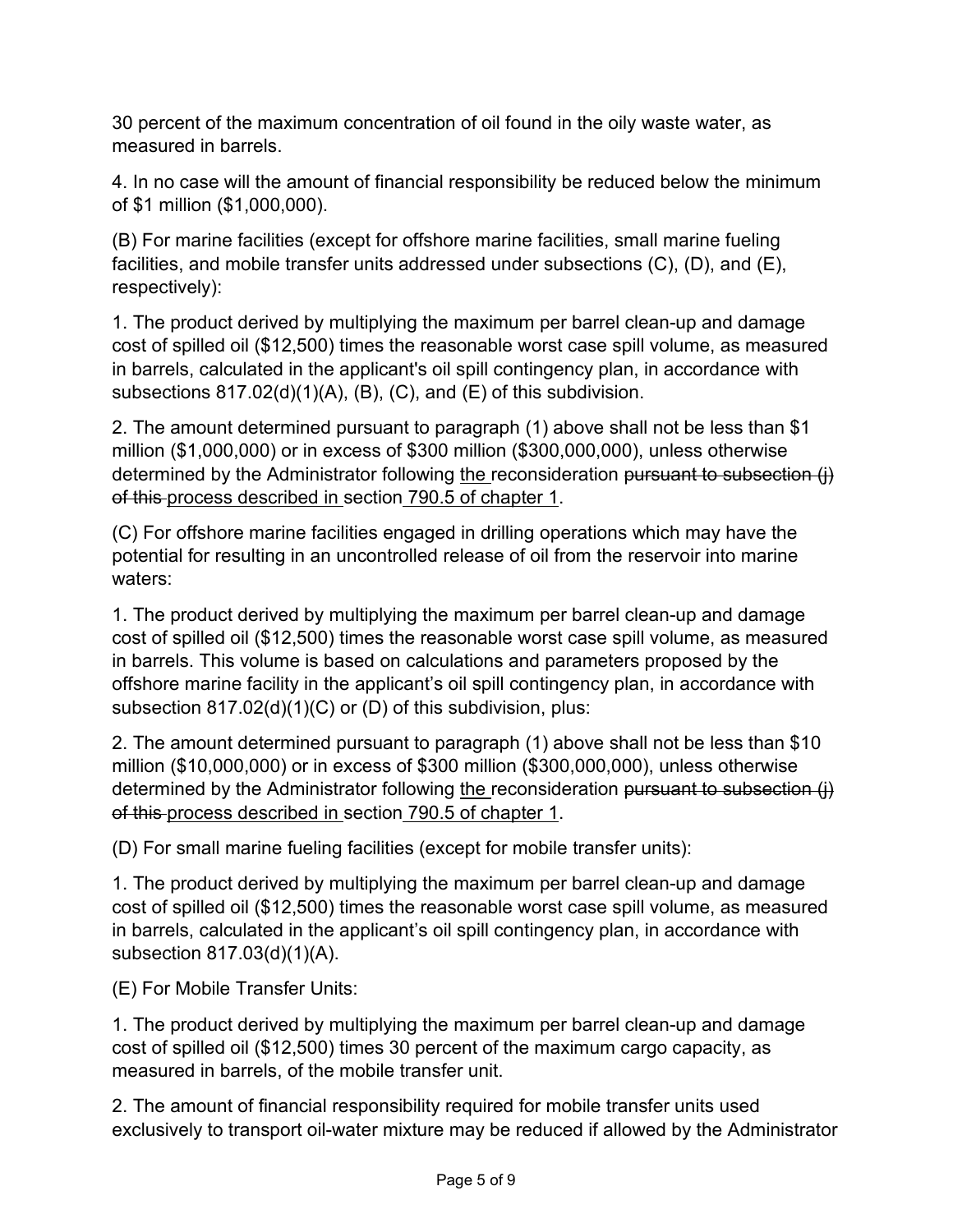30 percent of the maximum concentration of oil found in the oily waste water, as measured in barrels.

4. In no case will the amount of financial responsibility be reduced below the minimum of $1 million ($1,000,000).

(B) For marine facilities (except for offshore marine facilities, small marine fueling facilities, and mobile transfer units addressed under subsections (C), (D), and (E), respectively):

1. The product derived by multiplying the maximum per barrel clean-up and damage cost of spilled oil ($12,500) times the reasonable worst case spill volume, as measured in barrels, calculated in the applicant's oil spill contingency plan, in accordance with subsections 817.02(d)(1)(A), (B), (C), and (E) of this subdivision.

2. The amount determined pursuant to paragraph (1) above shall not be less than $1 million ($1,000,000) or in excess of $300 million ($300,000,000), unless otherwise determined by the Administrator following <u>the </u>reconsideration ~~pursuant to subsection (j) of this ~~<u>process described in </u>section<u> 790.5 of chapter 1</u>.

(C) For offshore marine facilities engaged in drilling operations which may have the potential for resulting in an uncontrolled release of oil from the reservoir into marine waters:

1. The product derived by multiplying the maximum per barrel clean-up and damage cost of spilled oil ($12,500) times the reasonable worst case spill volume, as measured in barrels. This volume is based on calculations and parameters proposed by the offshore marine facility in the applicant's oil spill contingency plan, in accordance with subsection 817.02(d)(1)(C) or (D) of this subdivision, plus:

2. The amount determined pursuant to paragraph (1) above shall not be less than $10 million ($10,000,000) or in excess of $300 million ($300,000,000), unless otherwise determined by the Administrator following <u>the </u>reconsideration ~~pursuant to subsection (j) of this ~~<u>process described in </u>section<u> 790.5 of chapter 1</u>.

(D) For small marine fueling facilities (except for mobile transfer units):

1. The product derived by multiplying the maximum per barrel clean-up and damage cost of spilled oil ($12,500) times the reasonable worst case spill volume, as measured in barrels, calculated in the applicant's oil spill contingency plan, in accordance with subsection 817.03(d)(1)(A).

(E) For Mobile Transfer Units:

1. The product derived by multiplying the maximum per barrel clean-up and damage cost of spilled oil ($12,500) times 30 percent of the maximum cargo capacity, as measured in barrels, of the mobile transfer unit.

2. The amount of financial responsibility required for mobile transfer units used exclusively to transport oil-water mixture may be reduced if allowed by the Administrator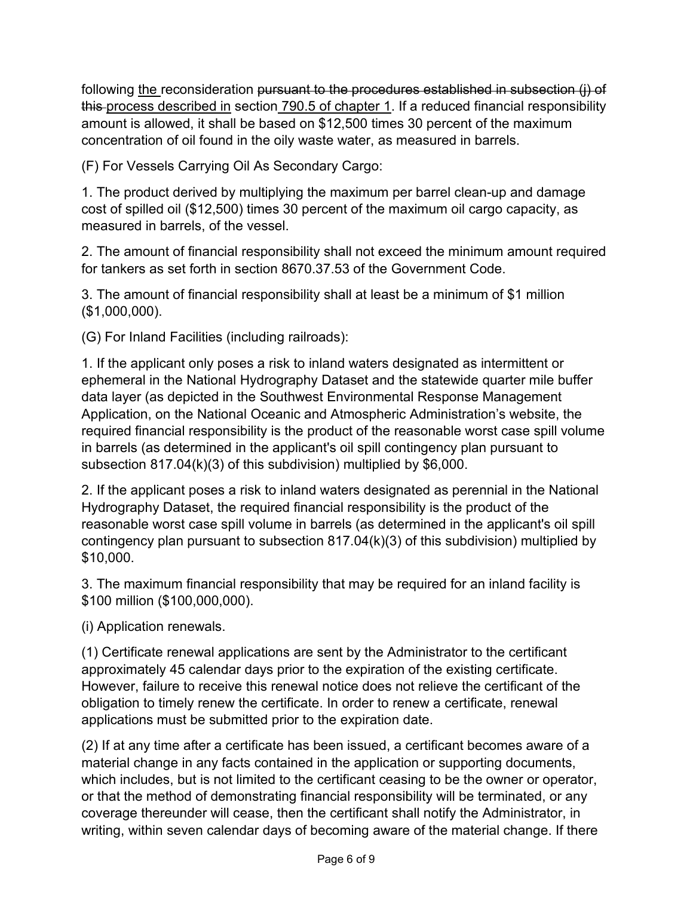following ~~the~~ reconsideration ~~pursuant to the procedures established in subsection (j) of this~~ process described in section 790.5 of chapter 1. If a reduced financial responsibility amount is allowed, it shall be based on $12,500 times 30 percent of the maximum concentration of oil found in the oily waste water, as measured in barrels.

(F) For Vessels Carrying Oil As Secondary Cargo:

1. The product derived by multiplying the maximum per barrel clean-up and damage cost of spilled oil ($12,500) times 30 percent of the maximum oil cargo capacity, as measured in barrels, of the vessel.

2. The amount of financial responsibility shall not exceed the minimum amount required for tankers as set forth in section 8670.37.53 of the Government Code.

3. The amount of financial responsibility shall at least be a minimum of $1 million ($1,000,000).

(G) For Inland Facilities (including railroads):

1. If the applicant only poses a risk to inland waters designated as intermittent or ephemeral in the National Hydrography Dataset and the statewide quarter mile buffer data layer (as depicted in the Southwest Environmental Response Management Application, on the National Oceanic and Atmospheric Administration's website, the required financial responsibility is the product of the reasonable worst case spill volume in barrels (as determined in the applicant's oil spill contingency plan pursuant to subsection 817.04(k)(3) of this subdivision) multiplied by $6,000.

2. If the applicant poses a risk to inland waters designated as perennial in the National Hydrography Dataset, the required financial responsibility is the product of the reasonable worst case spill volume in barrels (as determined in the applicant's oil spill contingency plan pursuant to subsection 817.04(k)(3) of this subdivision) multiplied by $10,000.

3. The maximum financial responsibility that may be required for an inland facility is $100 million ($100,000,000).

(i) Application renewals.

(1) Certificate renewal applications are sent by the Administrator to the certificant approximately 45 calendar days prior to the expiration of the existing certificate. However, failure to receive this renewal notice does not relieve the certificant of the obligation to timely renew the certificate. In order to renew a certificate, renewal applications must be submitted prior to the expiration date.

(2) If at any time after a certificate has been issued, a certificant becomes aware of a material change in any facts contained in the application or supporting documents, which includes, but is not limited to the certificant ceasing to be the owner or operator, or that the method of demonstrating financial responsibility will be terminated, or any coverage thereunder will cease, then the certificant shall notify the Administrator, in writing, within seven calendar days of becoming aware of the material change. If there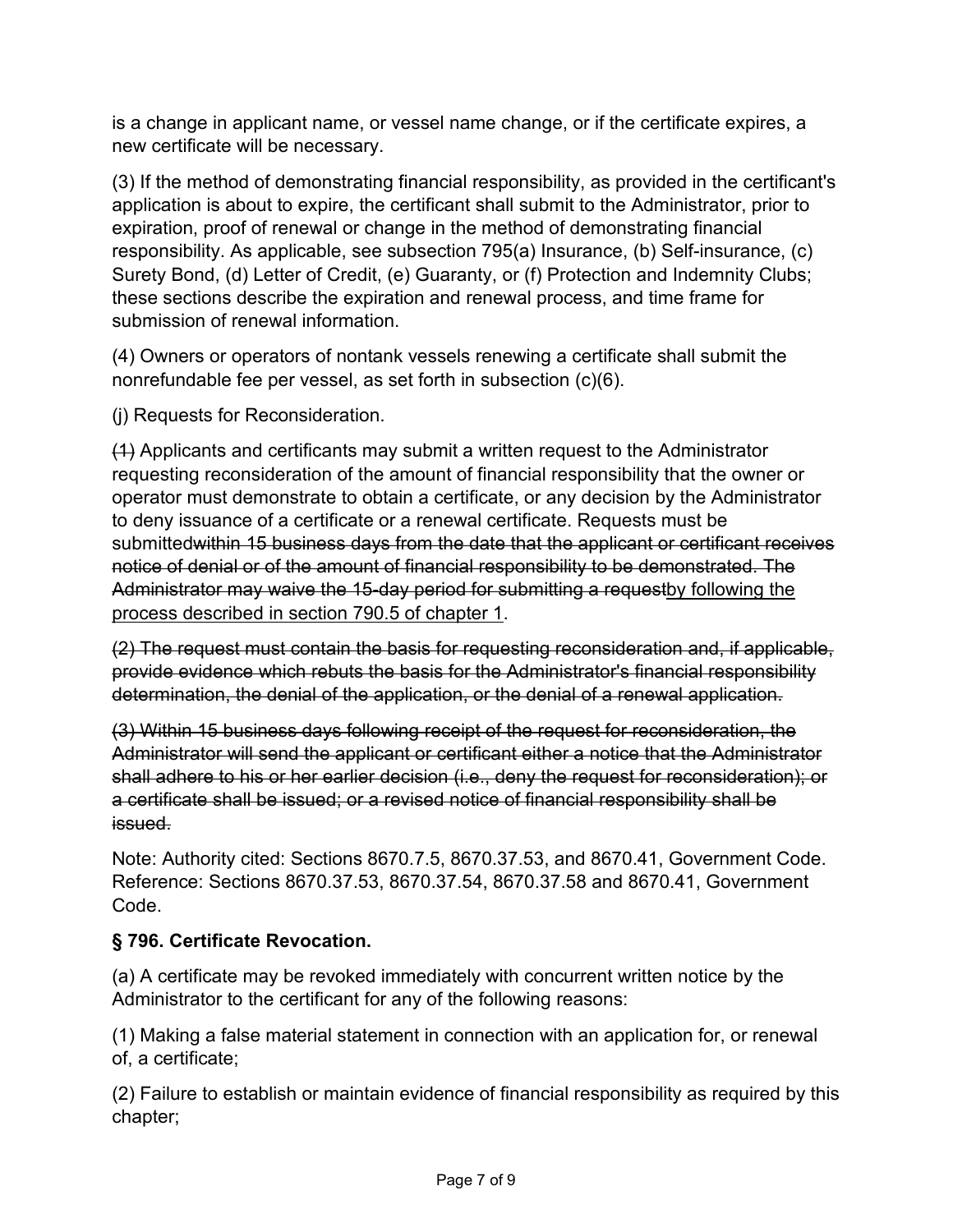is a change in applicant name, or vessel name change, or if the certificate expires, a new certificate will be necessary.

(3) If the method of demonstrating financial responsibility, as provided in the certificant's application is about to expire, the certificant shall submit to the Administrator, prior to expiration, proof of renewal or change in the method of demonstrating financial responsibility. As applicable, see subsection 795(a) Insurance, (b) Self-insurance, (c) Surety Bond, (d) Letter of Credit, (e) Guaranty, or (f) Protection and Indemnity Clubs; these sections describe the expiration and renewal process, and time frame for submission of renewal information.

(4) Owners or operators of nontank vessels renewing a certificate shall submit the nonrefundable fee per vessel, as set forth in subsection (c)(6).

(j) Requests for Reconsideration.

~~(1)~~ Applicants and certificants may submit a written request to the Administrator requesting reconsideration of the amount of financial responsibility that the owner or operator must demonstrate to obtain a certificate, or any decision by the Administrator to deny issuance of a certificate or a renewal certificate. Requests must be submitted~~within 15 business days from the date that the applicant or certificant receives notice of denial or of the amount of financial responsibility to be demonstrated. The Administrator may waive the 15-day period for submitting a request~~<u>by following the process described in section 790.5 of chapter 1</u>.

~~(2) The request must contain the basis for requesting reconsideration and, if applicable, provide evidence which rebuts the basis for the Administrator's financial responsibility determination, the denial of the application, or the denial of a renewal application.~~

~~(3) Within 15 business days following receipt of the request for reconsideration, the Administrator will send the applicant or certificant either a notice that the Administrator shall adhere to his or her earlier decision (i.e., deny the request for reconsideration); or a certificate shall be issued; or a revised notice of financial responsibility shall be issued.~~

Note: Authority cited: Sections 8670.7.5, 8670.37.53, and 8670.41, Government Code. Reference: Sections 8670.37.53, 8670.37.54, 8670.37.58 and 8670.41, Government Code.

### § 796. Certificate Revocation.

(a) A certificate may be revoked immediately with concurrent written notice by the Administrator to the certificant for any of the following reasons:

(1) Making a false material statement in connection with an application for, or renewal of, a certificate;

(2) Failure to establish or maintain evidence of financial responsibility as required by this chapter;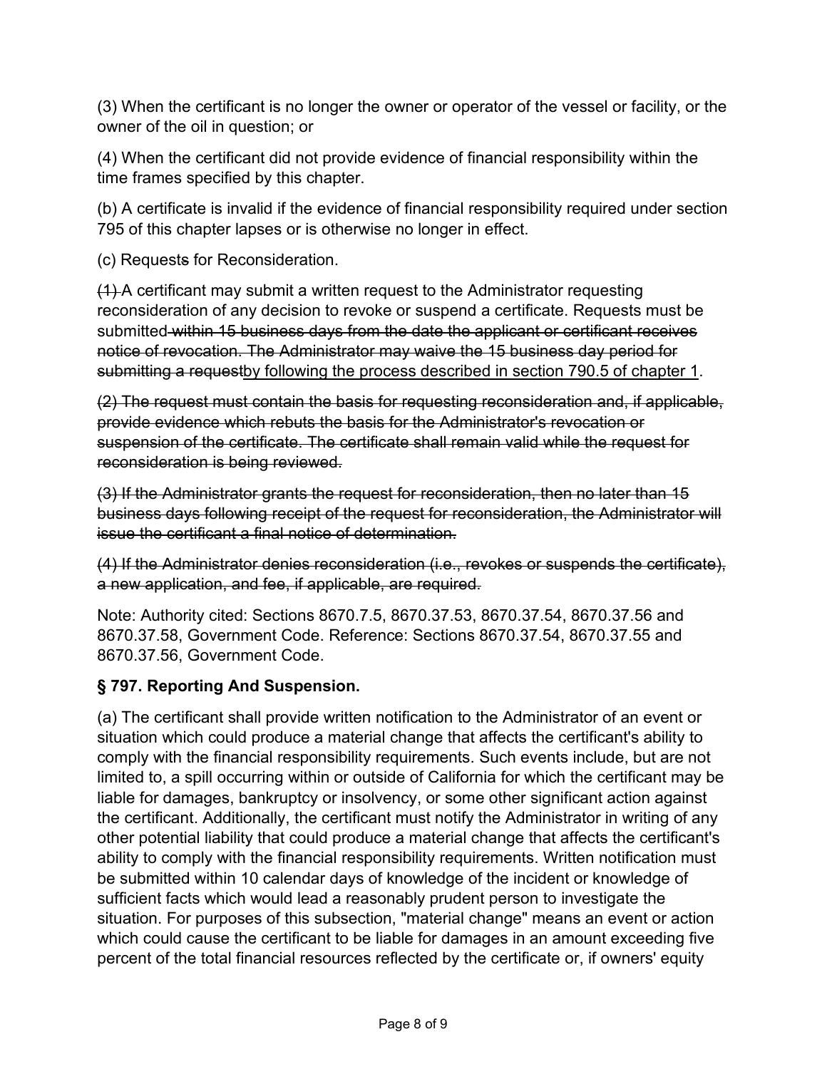(3) When the certificant is no longer the owner or operator of the vessel or facility, or the owner of the oil in question; or

(4) When the certificant did not provide evidence of financial responsibility within the time frames specified by this chapter.

(b) A certificate is invalid if the evidence of financial responsibility required under section 795 of this chapter lapses or is otherwise no longer in effect.

(c) Request~~s~~ for Reconsideration.

~~(1)~~ A certificant may submit a written request to the Administrator requesting reconsideration of any decision to revoke or suspend a certificate. Requests must be submitted ~~within 15 business days from the date the applicant or certificant receives notice of revocation. The Administrator may waive the 15 business day period for submitting a request~~<u>by following the process described in section 790.5 of chapter 1</u>.

~~(2) The request must contain the basis for requesting reconsideration and, if applicable, provide evidence which rebuts the basis for the Administrator's revocation or suspension of the certificate. The certificate shall remain valid while the request for reconsideration is being reviewed.~~

~~(3) If the Administrator grants the request for reconsideration, then no later than 15 business days following receipt of the request for reconsideration, the Administrator will issue the certificant a final notice of determination.~~

~~(4) If the Administrator denies reconsideration (i.e., revokes or suspends the certificate), a new application, and fee, if applicable, are required.~~

Note: Authority cited: Sections 8670.7.5, 8670.37.53, 8670.37.54, 8670.37.56 and 8670.37.58, Government Code. Reference: Sections 8670.37.54, 8670.37.55 and 8670.37.56, Government Code.

### § 797. Reporting And Suspension.

(a) The certificant shall provide written notification to the Administrator of an event or situation which could produce a material change that affects the certificant's ability to comply with the financial responsibility requirements. Such events include, but are not limited to, a spill occurring within or outside of California for which the certificant may be liable for damages, bankruptcy or insolvency, or some other significant action against the certificant. Additionally, the certificant must notify the Administrator in writing of any other potential liability that could produce a material change that affects the certificant's ability to comply with the financial responsibility requirements. Written notification must be submitted within 10 calendar days of knowledge of the incident or knowledge of sufficient facts which would lead a reasonably prudent person to investigate the situation. For purposes of this subsection, "material change" means an event or action which could cause the certificant to be liable for damages in an amount exceeding five percent of the total financial resources reflected by the certificate or, if owners' equity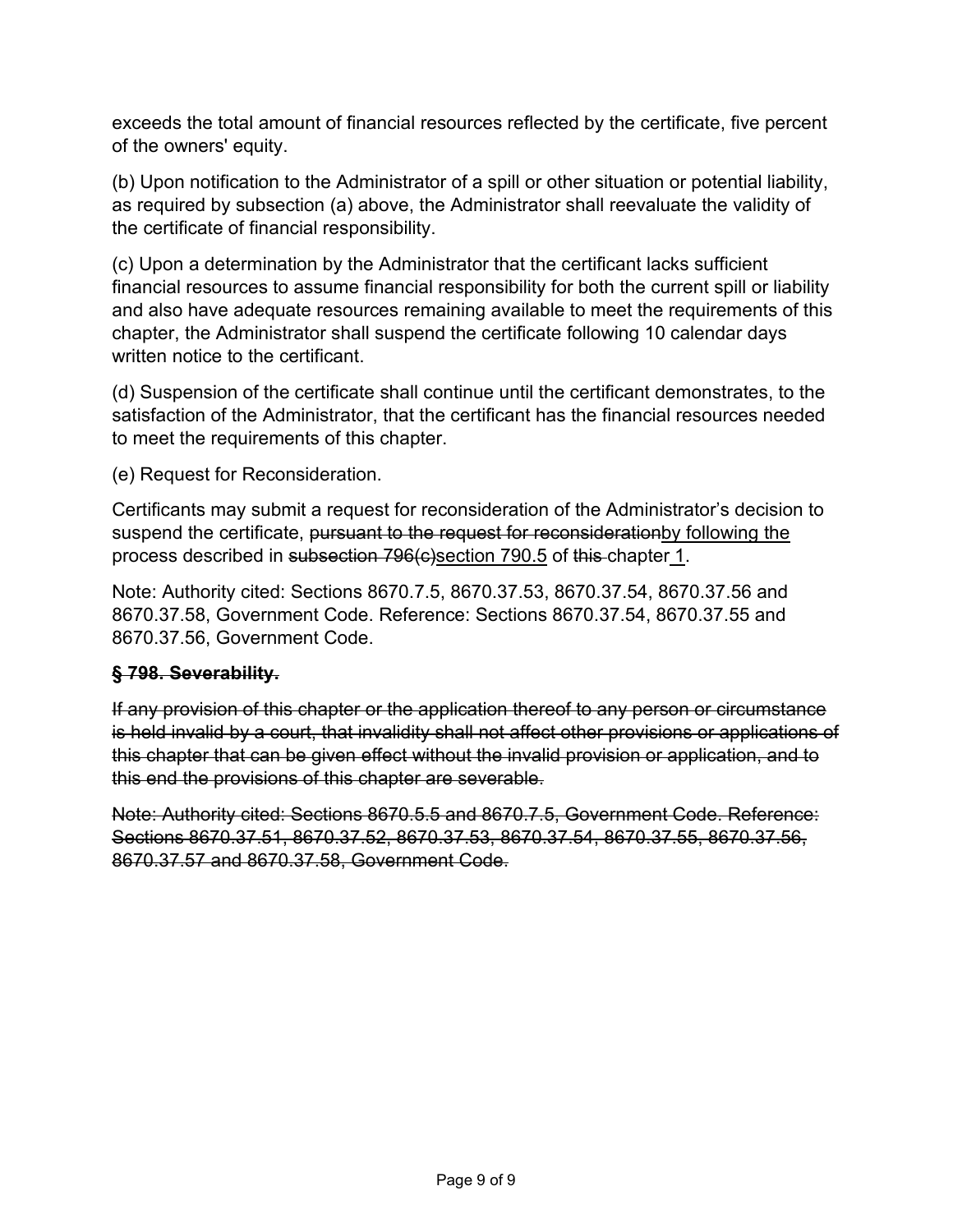exceeds the total amount of financial resources reflected by the certificate, five percent of the owners' equity.

(b) Upon notification to the Administrator of a spill or other situation or potential liability, as required by subsection (a) above, the Administrator shall reevaluate the validity of the certificate of financial responsibility.

(c) Upon a determination by the Administrator that the certificant lacks sufficient financial resources to assume financial responsibility for both the current spill or liability and also have adequate resources remaining available to meet the requirements of this chapter, the Administrator shall suspend the certificate following 10 calendar days written notice to the certificant.

(d) Suspension of the certificate shall continue until the certificant demonstrates, to the satisfaction of the Administrator, that the certificant has the financial resources needed to meet the requirements of this chapter.

(e) Request for Reconsideration.

Certificants may submit a request for reconsideration of the Administrator's decision to suspend the certificate, ~~pursuant to the request for reconsideration~~<u>by following the</u> process described in ~~subsection 796(c)~~<u>section 790.5</u> of ~~this~~ chapter <u>1</u>.

Note: Authority cited: Sections 8670.7.5, 8670.37.53, 8670.37.54, 8670.37.56 and 8670.37.58, Government Code. Reference: Sections 8670.37.54, 8670.37.55 and 8670.37.56, Government Code.

### ~~§ 798. Severability.~~

~~If any provision of this chapter or the application thereof to any person or circumstance is held invalid by a court, that invalidity shall not affect other provisions or applications of this chapter that can be given effect without the invalid provision or application, and to this end the provisions of this chapter are severable.~~

~~Note: Authority cited: Sections 8670.5.5 and 8670.7.5, Government Code. Reference: Sections 8670.37.51, 8670.37.52, 8670.37.53, 8670.37.54, 8670.37.55, 8670.37.56, 8670.37.57 and 8670.37.58, Government Code.~~